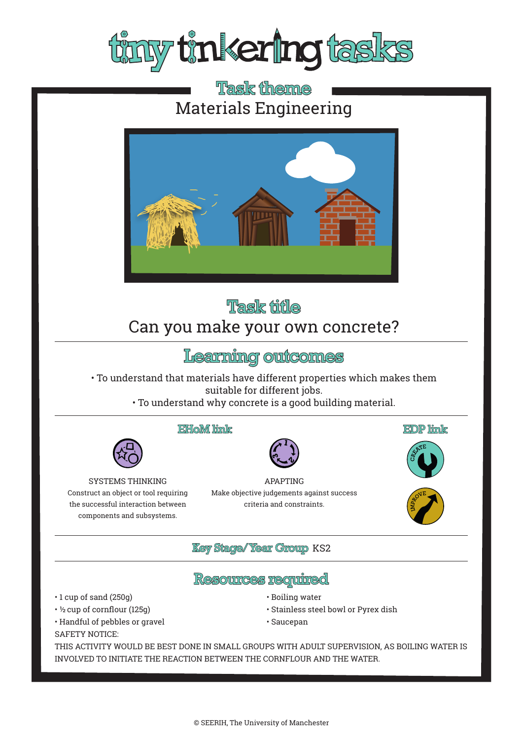# tiny tinkering tasks

## Task theme

Materials Engineering

## Task title

Can you make your own concrete?

## Learning outcomes

- To understand that materials have different properties which makes them suitable for different jobs.
- To understand why concrete is a good building material.

## EHoM link

SYSTEMS THINKING

Construct an object or tool requiring the successful interaction between components and subsystems.

APAPTING

Make objective judgements against success criteria and constraints.

## EDP link

CREATE

IMPROVE

## Key Stage/Year Group KS2

## Resources required

- 1 cup of sand (250g)
- ½ cup of cornflour (125g)
- Handful of pebbles or gravel
- Boiling water
- Stainless steel bowl or Pyrex dish
- Saucepan

SAFETY NOTICE:

THIS ACTIVITY WOULD BE BEST DONE IN SMALL GROUPS WITH ADULT SUPERVISION, AS BOILING WATER IS INVOLVED TO INITIATE THE REACTION BETWEEN THE CORNFLOUR AND THE WATER.

© SEERIH, The University of Manchester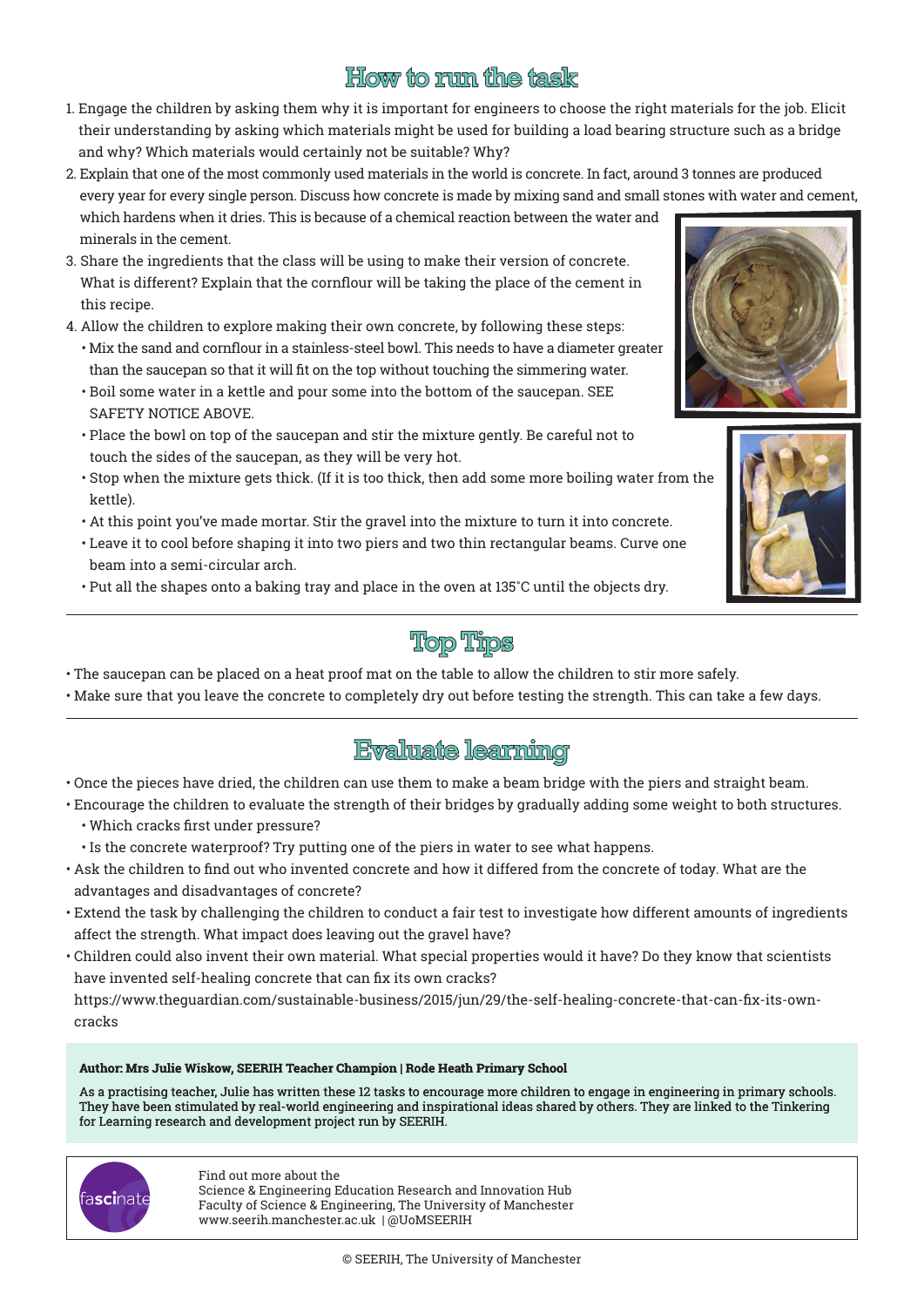## How to run the task

1. Engage the children by asking them why it is important for engineers to choose the right materials for the job. Elicit their understanding by asking which materials might be used for building a load bearing structure such as a bridge and why? Which materials would certainly not be suitable? Why?
2. Explain that one of the most commonly used materials in the world is concrete. In fact, around 3 tonnes are produced every year for every single person. Discuss how concrete is made by mixing sand and small stones with water and cement, which hardens when it dries. This is because of a chemical reaction between the water and minerals in the cement.
3. Share the ingredients that the class will be using to make their version of concrete. What is different? Explain that the cornflour will be taking the place of the cement in this recipe.
4. Allow the children to explore making their own concrete, by following these steps:
   - Mix the sand and cornflour in a stainless-steel bowl. This needs to have a diameter greater than the saucepan so that it will fit on the top without touching the simmering water.
   - Boil some water in a kettle and pour some into the bottom of the saucepan. SEE SAFETY NOTICE ABOVE.
   - Place the bowl on top of the saucepan and stir the mixture gently. Be careful not to touch the sides of the saucepan, as they will be very hot.
   - Stop when the mixture gets thick. (If it is too thick, then add some more boiling water from the kettle).
   - At this point you've made mortar. Stir the gravel into the mixture to turn it into concrete.
   - Leave it to cool before shaping it into two piers and two thin rectangular beams. Curve one beam into a semi-circular arch.
   - Put all the shapes onto a baking tray and place in the oven at 135˚C until the objects dry.

## Top Tips

- The saucepan can be placed on a heat proof mat on the table to allow the children to stir more safely.
- Make sure that you leave the concrete to completely dry out before testing the strength. This can take a few days.

## Evaluate learning

- Once the pieces have dried, the children can use them to make a beam bridge with the piers and straight beam.
- Encourage the children to evaluate the strength of their bridges by gradually adding some weight to both structures.
  - Which cracks first under pressure?
  - Is the concrete waterproof? Try putting one of the piers in water to see what happens.
- Ask the children to find out who invented concrete and how it differed from the concrete of today. What are the advantages and disadvantages of concrete?
- Extend the task by challenging the children to conduct a fair test to investigate how different amounts of ingredients affect the strength. What impact does leaving out the gravel have?
- Children could also invent their own material. What special properties would it have? Do they know that scientists have invented self-healing concrete that can fix its own cracks?
  https://www.theguardian.com/sustainable-business/2015/jun/29/the-self-healing-concrete-that-can-fix-its-own-cracks

**Author: Mrs Julie Wiskow, SEERIH Teacher Champion | Rode Heath Primary School**

As a practising teacher, Julie has written these 12 tasks to encourage more children to engage in engineering in primary schools. They have been stimulated by real-world engineering and inspirational ideas shared by others. They are linked to the Tinkering for Learning research and development project run by SEERIH.

fascinate

Find out more about the
Science & Engineering Education Research and Innovation Hub
Faculty of Science & Engineering, The University of Manchester
www.seerih.manchester.ac.uk | @UoMSEERIH

© SEERIH, The University of Manchester